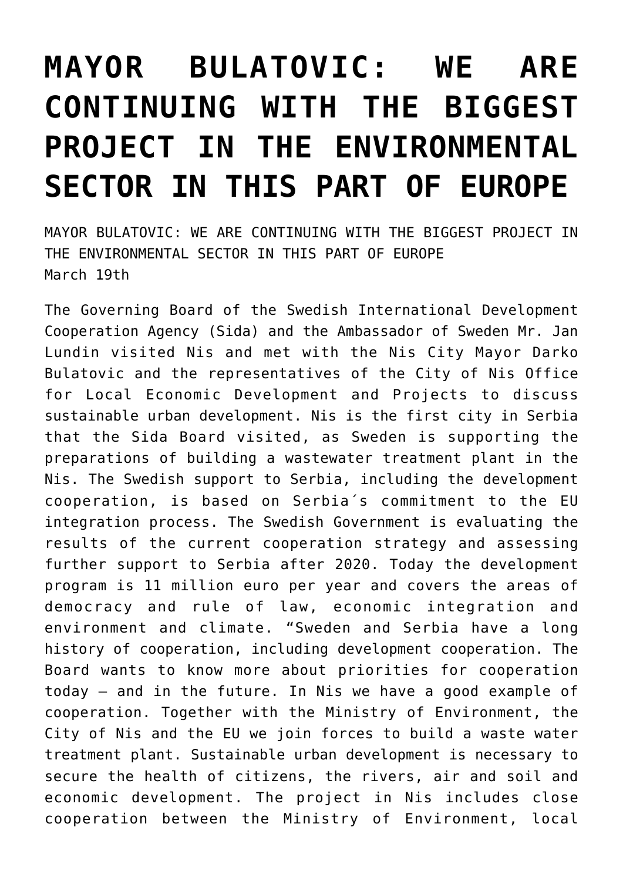# MAYOR BULATOVIC: WE ARE CONTINUING WITH THE BIGGEST PROJECT IN THE ENVIRONMENTAL SECTOR IN THIS PART OF EUROPE

MAYOR BULATOVIC: WE ARE CONTINUING WITH THE BIGGEST PROJECT IN THE ENVIRONMENTAL SECTOR IN THIS PART OF EUROPE
March 19th

The Governing Board of the Swedish International Development Cooperation Agency (Sida) and the Ambassador of Sweden Mr. Jan Lundin visited Nis and met with the Nis City Mayor Darko Bulatovic and the representatives of the City of Nis Office for Local Economic Development and Projects to discuss sustainable urban development. Nis is the first city in Serbia that the Sida Board visited, as Sweden is supporting the preparations of building a wastewater treatment plant in the Nis. The Swedish support to Serbia, including the development cooperation, is based on Serbia´s commitment to the EU integration process. The Swedish Government is evaluating the results of the current cooperation strategy and assessing further support to Serbia after 2020. Today the development program is 11 million euro per year and covers the areas of democracy and rule of law, economic integration and environment and climate. "Sweden and Serbia have a long history of cooperation, including development cooperation. The Board wants to know more about priorities for cooperation today – and in the future. In Nis we have a good example of cooperation. Together with the Ministry of Environment, the City of Nis and the EU we join forces to build a waste water treatment plant. Sustainable urban development is necessary to secure the health of citizens, the rivers, air and soil and economic development. The project in Nis includes close cooperation between the Ministry of Environment, local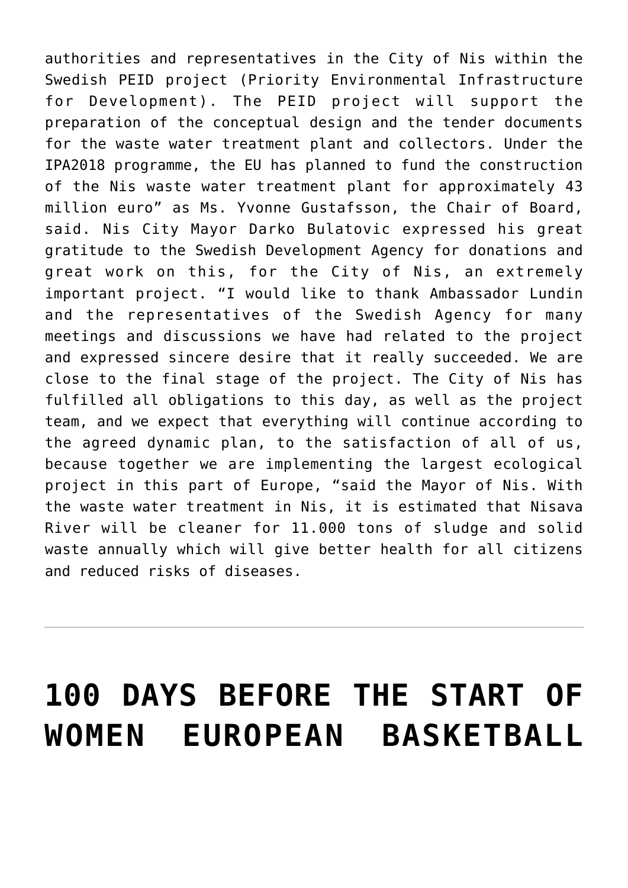authorities and representatives in the City of Nis within the Swedish PEID project (Priority Environmental Infrastructure for Development). The PEID project will support the preparation of the conceptual design and the tender documents for the waste water treatment plant and collectors. Under the IPA2018 programme, the EU has planned to fund the construction of the Nis waste water treatment plant for approximately 43 million euro" as Ms. Yvonne Gustafsson, the Chair of Board, said. Nis City Mayor Darko Bulatovic expressed his great gratitude to the Swedish Development Agency for donations and great work on this, for the City of Nis, an extremely important project. "I would like to thank Ambassador Lundin and the representatives of the Swedish Agency for many meetings and discussions we have had related to the project and expressed sincere desire that it really succeeded. We are close to the final stage of the project. The City of Nis has fulfilled all obligations to this day, as well as the project team, and we expect that everything will continue according to the agreed dynamic plan, to the satisfaction of all of us, because together we are implementing the largest ecological project in this part of Europe, "said the Mayor of Nis. With the waste water treatment in Nis, it is estimated that Nisava River will be cleaner for 11.000 tons of sludge and solid waste annually which will give better health for all citizens and reduced risks of diseases.

---

# 100 DAYS BEFORE THE START OF WOMEN EUROPEAN BASKETBALL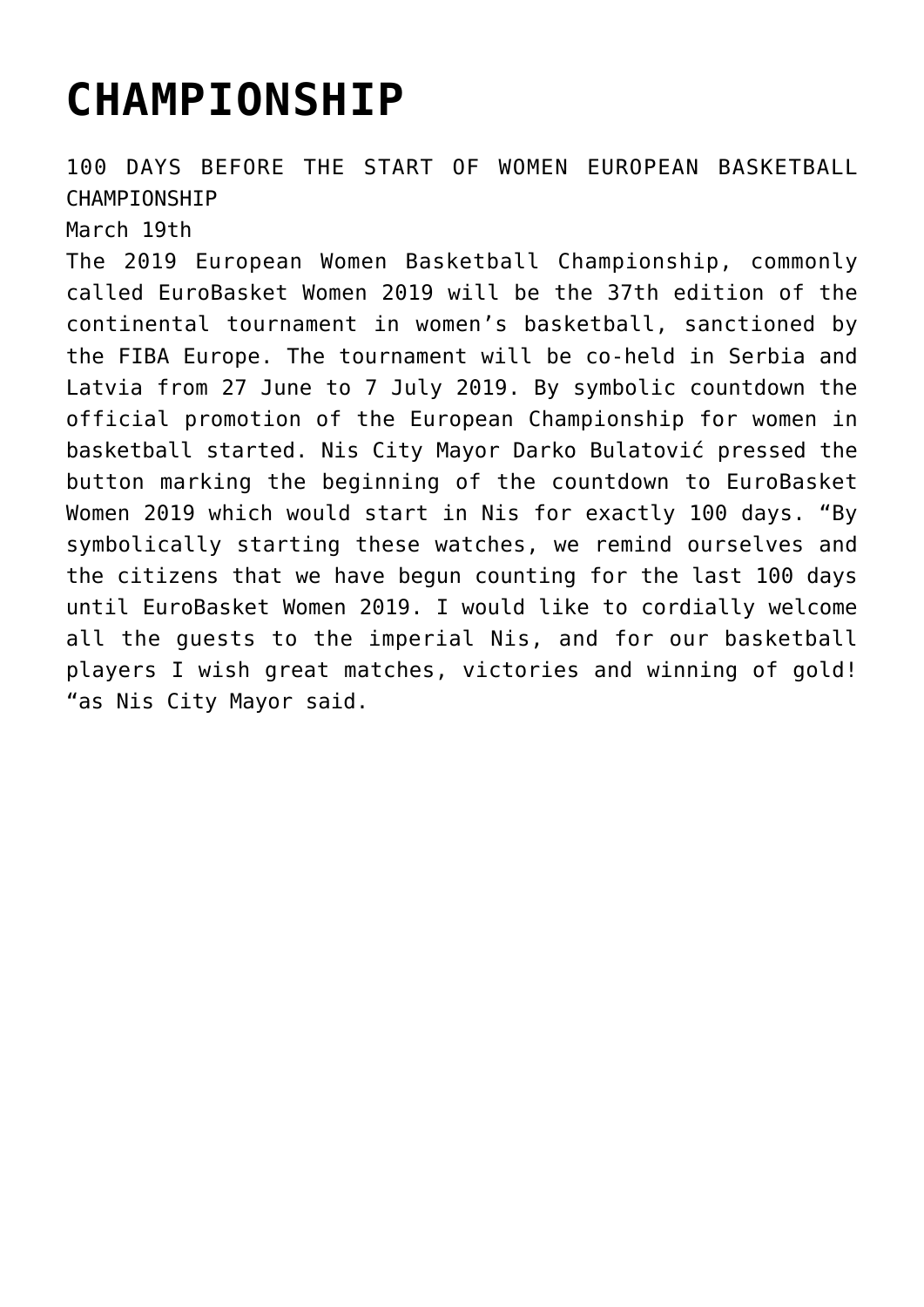# CHAMPIONSHIP

100 DAYS BEFORE THE START OF WOMEN EUROPEAN BASKETBALL CHAMPIONSHIP

March 19th

The 2019 European Women Basketball Championship, commonly called EuroBasket Women 2019 will be the 37th edition of the continental tournament in women's basketball, sanctioned by the FIBA Europe. The tournament will be co-held in Serbia and Latvia from 27 June to 7 July 2019. By symbolic countdown the official promotion of the European Championship for women in basketball started. Nis City Mayor Darko Bulatović pressed the button marking the beginning of the countdown to EuroBasket Women 2019 which would start in Nis for exactly 100 days. "By symbolically starting these watches, we remind ourselves and the citizens that we have begun counting for the last 100 days until EuroBasket Women 2019. I would like to cordially welcome all the guests to the imperial Nis, and for our basketball players I wish great matches, victories and winning of gold! "as Nis City Mayor said.